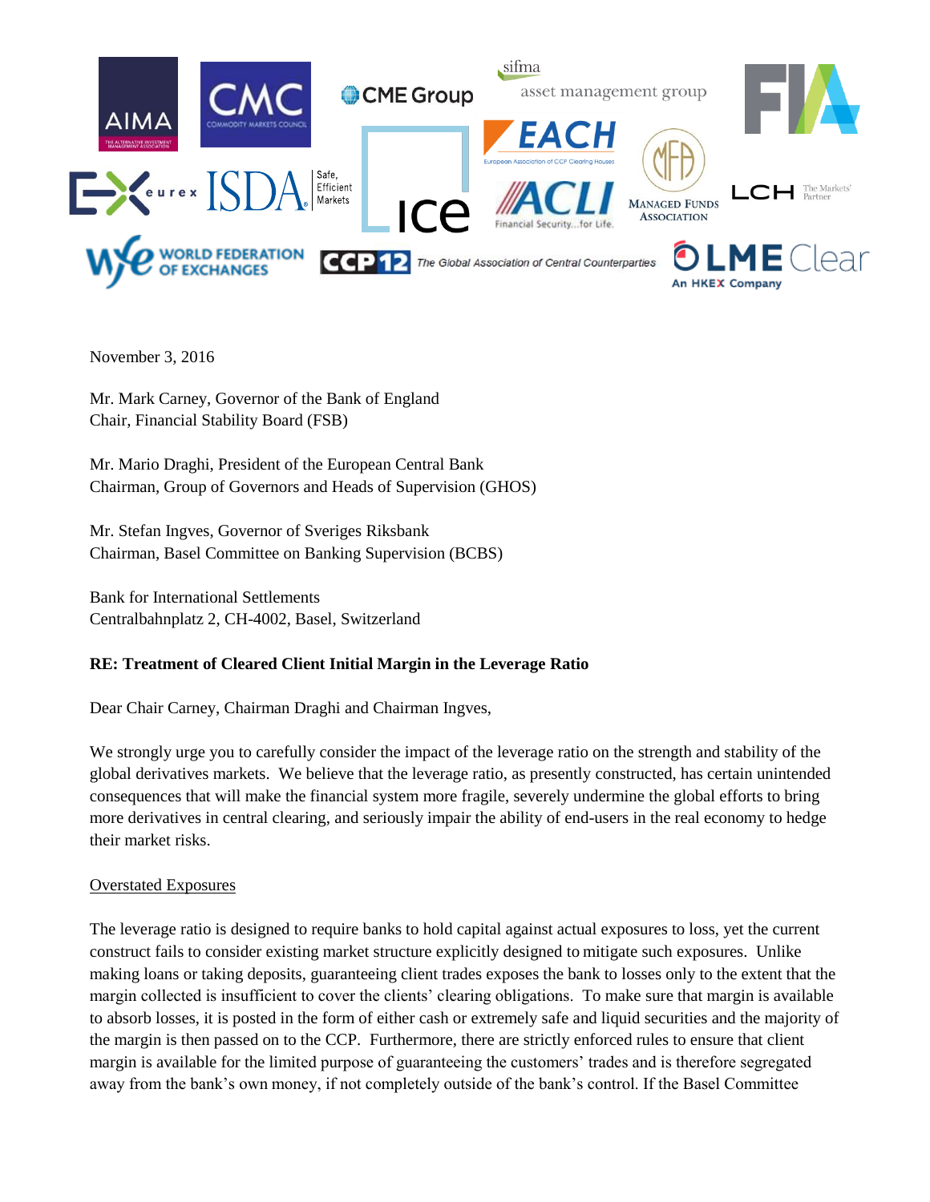November 3, 2016

Mr. Mark Carney, Governor of the Bank of England
Chair, Financial Stability Board (FSB)

Mr. Mario Draghi, President of the European Central Bank
Chairman, Group of Governors and Heads of Supervision (GHOS)

Mr. Stefan Ingves, Governor of Sveriges Riksbank
Chairman, Basel Committee on Banking Supervision (BCBS)

Bank for International Settlements
Centralbahnplatz 2, CH-4002, Basel, Switzerland

**RE: Treatment of Cleared Client Initial Margin in the Leverage Ratio**

Dear Chair Carney, Chairman Draghi and Chairman Ingves,

We strongly urge you to carefully consider the impact of the leverage ratio on the strength and stability of the global derivatives markets. We believe that the leverage ratio, as presently constructed, has certain unintended consequences that will make the financial system more fragile, severely undermine the global efforts to bring more derivatives in central clearing, and seriously impair the ability of end-users in the real economy to hedge their market risks.

Overstated Exposures

The leverage ratio is designed to require banks to hold capital against actual exposures to loss, yet the current construct fails to consider existing market structure explicitly designed to mitigate such exposures. Unlike making loans or taking deposits, guaranteeing client trades exposes the bank to losses only to the extent that the margin collected is insufficient to cover the clients' clearing obligations. To make sure that margin is available to absorb losses, it is posted in the form of either cash or extremely safe and liquid securities and the majority of the margin is then passed on to the CCP. Furthermore, there are strictly enforced rules to ensure that client margin is available for the limited purpose of guaranteeing the customers' trades and is therefore segregated away from the bank's own money, if not completely outside of the bank's control. If the Basel Committee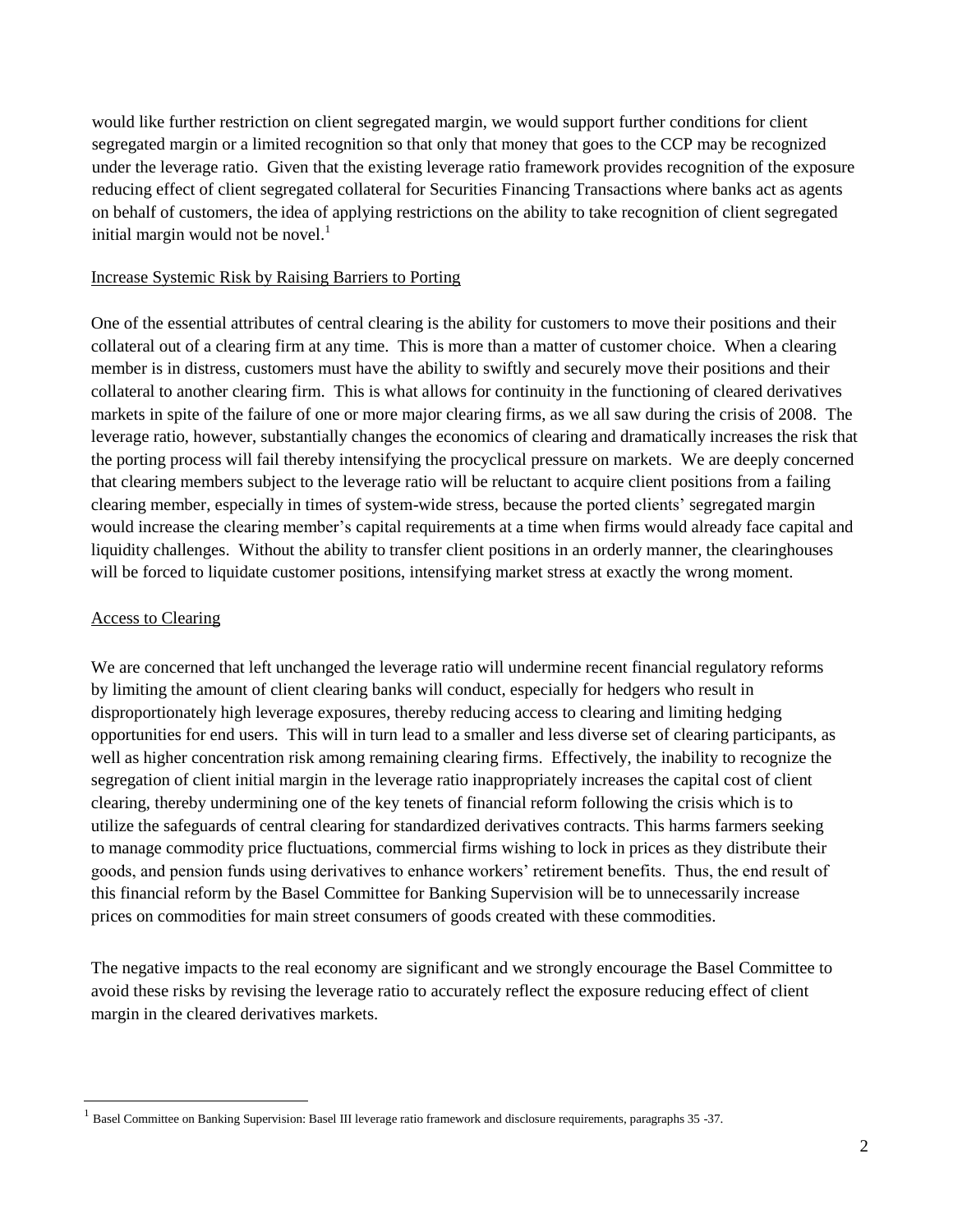would like further restriction on client segregated margin, we would support further conditions for client segregated margin or a limited recognition so that only that money that goes to the CCP may be recognized under the leverage ratio. Given that the existing leverage ratio framework provides recognition of the exposure reducing effect of client segregated collateral for Securities Financing Transactions where banks act as agents on behalf of customers, the idea of applying restrictions on the ability to take recognition of client segregated initial margin would not be novel.[1]

<u>Increase Systemic Risk by Raising Barriers to Porting</u>

One of the essential attributes of central clearing is the ability for customers to move their positions and their collateral out of a clearing firm at any time. This is more than a matter of customer choice. When a clearing member is in distress, customers must have the ability to swiftly and securely move their positions and their collateral to another clearing firm. This is what allows for continuity in the functioning of cleared derivatives markets in spite of the failure of one or more major clearing firms, as we all saw during the crisis of 2008. The leverage ratio, however, substantially changes the economics of clearing and dramatically increases the risk that the porting process will fail thereby intensifying the procyclical pressure on markets. We are deeply concerned that clearing members subject to the leverage ratio will be reluctant to acquire client positions from a failing clearing member, especially in times of system-wide stress, because the ported clients' segregated margin would increase the clearing member's capital requirements at a time when firms would already face capital and liquidity challenges. Without the ability to transfer client positions in an orderly manner, the clearinghouses will be forced to liquidate customer positions, intensifying market stress at exactly the wrong moment.

<u>Access to Clearing</u>

We are concerned that left unchanged the leverage ratio will undermine recent financial regulatory reforms by limiting the amount of client clearing banks will conduct, especially for hedgers who result in disproportionately high leverage exposures, thereby reducing access to clearing and limiting hedging opportunities for end users. This will in turn lead to a smaller and less diverse set of clearing participants, as well as higher concentration risk among remaining clearing firms. Effectively, the inability to recognize the segregation of client initial margin in the leverage ratio inappropriately increases the capital cost of client clearing, thereby undermining one of the key tenets of financial reform following the crisis which is to utilize the safeguards of central clearing for standardized derivatives contracts. This harms farmers seeking to manage commodity price fluctuations, commercial firms wishing to lock in prices as they distribute their goods, and pension funds using derivatives to enhance workers' retirement benefits. Thus, the end result of this financial reform by the Basel Committee for Banking Supervision will be to unnecessarily increase prices on commodities for main street consumers of goods created with these commodities.

The negative impacts to the real economy are significant and we strongly encourage the Basel Committee to avoid these risks by revising the leverage ratio to accurately reflect the exposure reducing effect of client margin in the cleared derivatives markets.

---

[1] Basel Committee on Banking Supervision: Basel III leverage ratio framework and disclosure requirements, paragraphs 35 -37.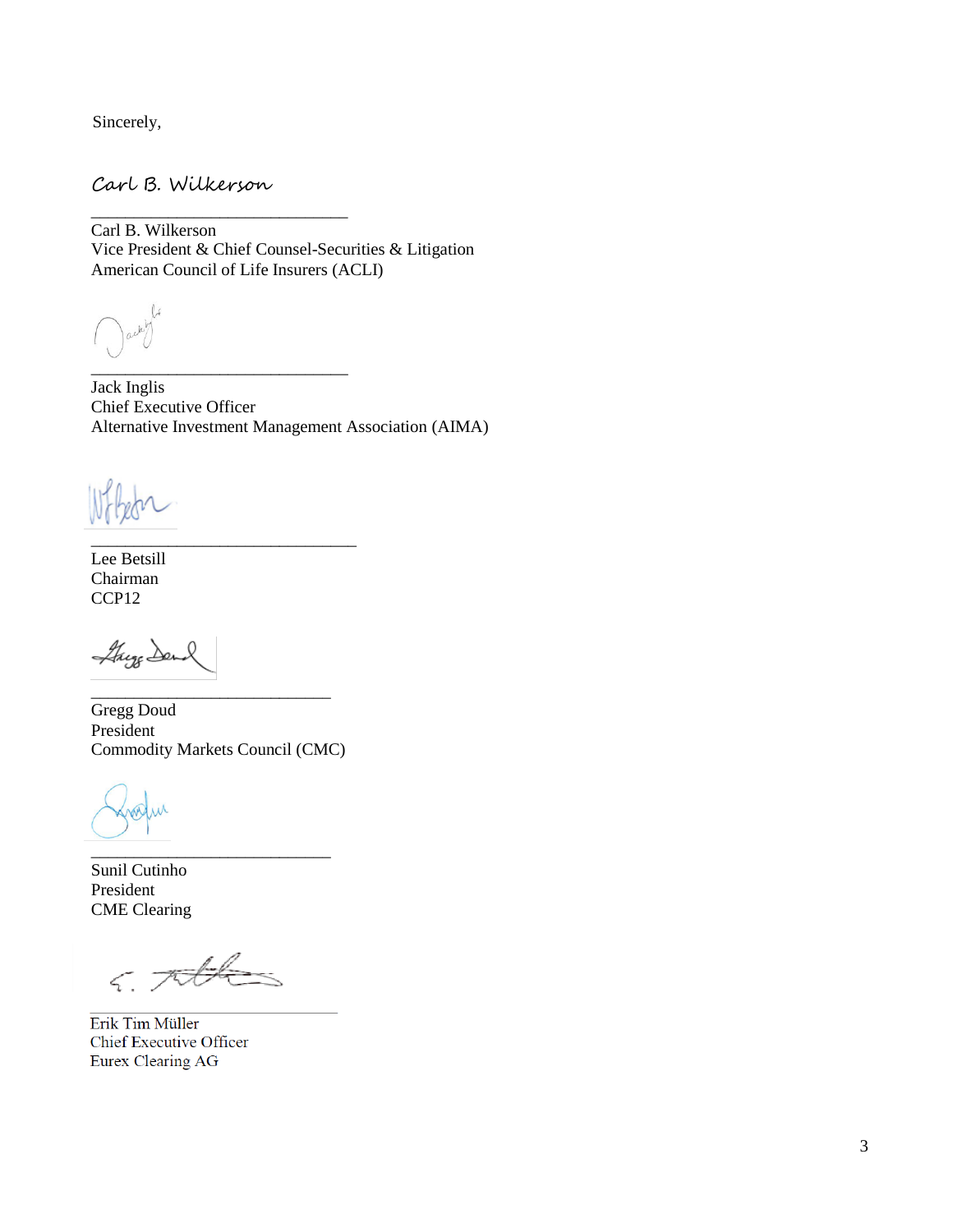Sincerely,

Carl B. Wilkerson

\_\_\_\_\_\_\_\_\_\_\_\_\_\_\_\_\_\_\_\_\_\_\_\_\_\_\_\_\_\_

Carl B. Wilkerson
Vice President & Chief Counsel-Securities & Litigation
American Council of Life Insurers (ACLI)

\_\_\_\_\_\_\_\_\_\_\_\_\_\_\_\_\_\_\_\_\_\_\_\_\_\_\_\_\_\_

Jack Inglis
Chief Executive Officer
Alternative Investment Management Association (AIMA)

\_\_\_\_\_\_\_\_\_\_\_\_\_\_\_\_\_\_\_\_\_\_\_\_\_\_\_\_\_\_

Lee Betsill
Chairman
CCP12

\_\_\_\_\_\_\_\_\_\_\_\_\_\_\_\_\_\_\_\_\_\_\_\_\_\_\_\_\_\_

Gregg Doud
President
Commodity Markets Council (CMC)

\_\_\_\_\_\_\_\_\_\_\_\_\_\_\_\_\_\_\_\_\_\_\_\_\_\_\_\_\_\_

Sunil Cutinho
President
CME Clearing

\_\_\_\_\_\_\_\_\_\_\_\_\_\_\_\_\_\_\_\_\_\_\_\_\_\_\_\_\_\_

Erik Tim Müller
Chief Executive Officer
Eurex Clearing AG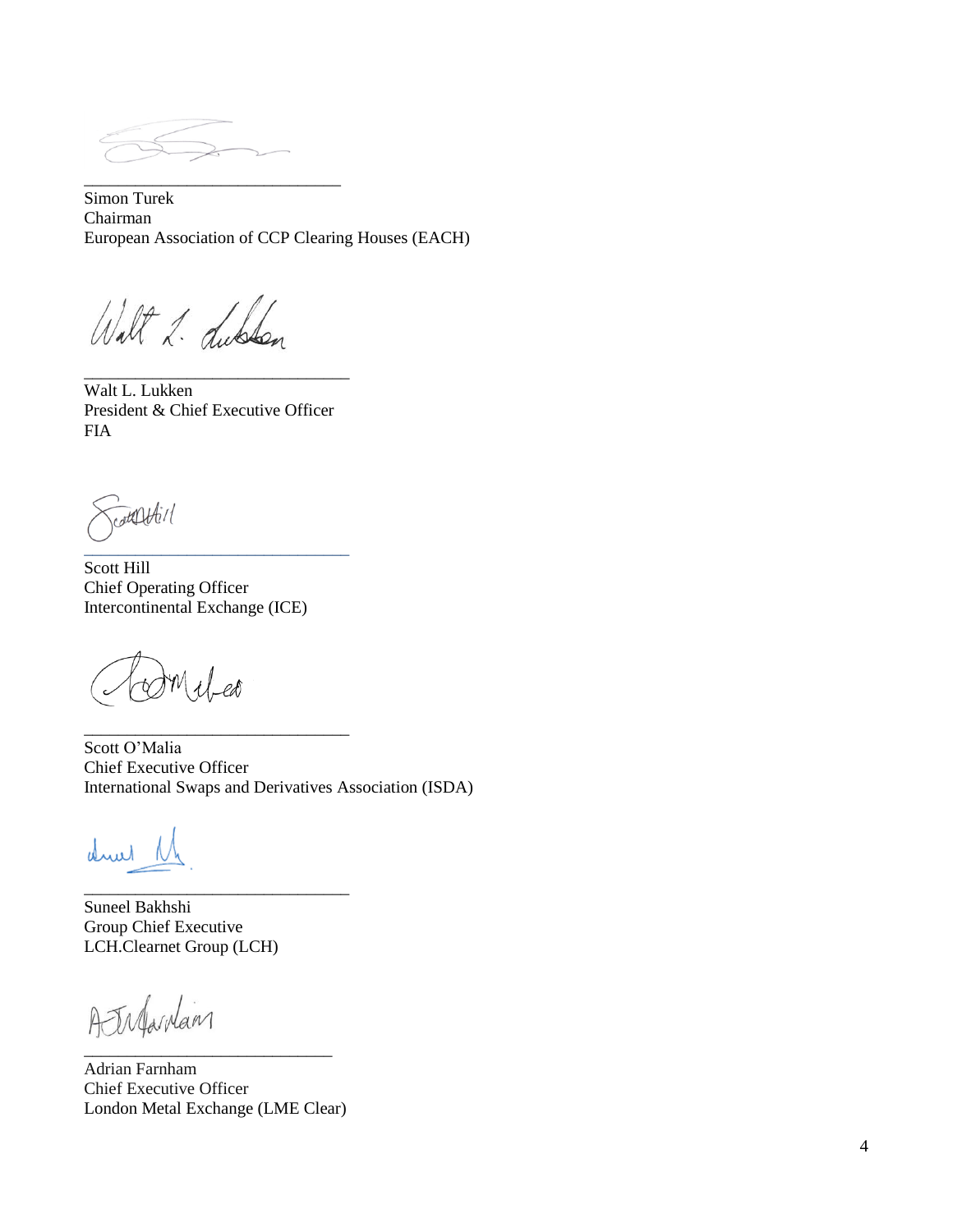\_\_\_\_\_\_\_\_\_\_\_\_\_\_\_\_\_\_\_\_\_\_\_\_\_\_\_\_\_\_

Simon Turek
Chairman
European Association of CCP Clearing Houses (EACH)

\_\_\_\_\_\_\_\_\_\_\_\_\_\_\_\_\_\_\_\_\_\_\_\_\_\_\_\_\_\_

Walt L. Lukken
President & Chief Executive Officer
FIA

\_\_\_\_\_\_\_\_\_\_\_\_\_\_\_\_\_\_\_\_\_\_\_\_\_\_\_\_\_\_

Scott Hill
Chief Operating Officer
Intercontinental Exchange (ICE)

\_\_\_\_\_\_\_\_\_\_\_\_\_\_\_\_\_\_\_\_\_\_\_\_\_\_\_\_\_\_

Scott O'Malia
Chief Executive Officer
International Swaps and Derivatives Association (ISDA)

\_\_\_\_\_\_\_\_\_\_\_\_\_\_\_\_\_\_\_\_\_\_\_\_\_\_\_\_\_\_

Suneel Bakhshi
Group Chief Executive
LCH.Clearnet Group (LCH)

\_\_\_\_\_\_\_\_\_\_\_\_\_\_\_\_\_\_\_\_\_\_\_\_\_\_\_\_\_\_

Adrian Farnham
Chief Executive Officer
London Metal Exchange (LME Clear)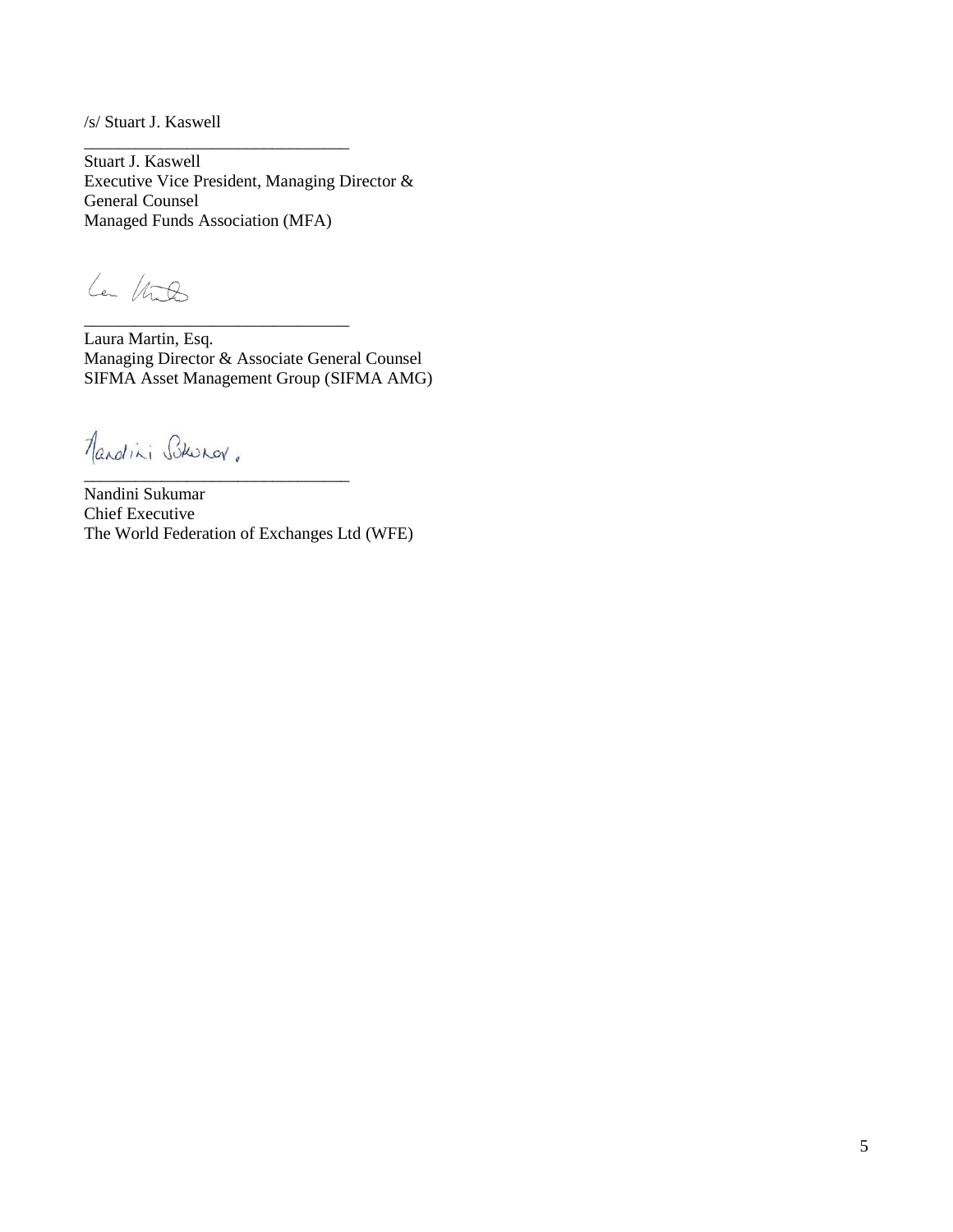/s/ Stuart J. Kaswell

_______________________________

Stuart J. Kaswell
Executive Vice President, Managing Director &
General Counsel
Managed Funds Association (MFA)

_______________________________

Laura Martin, Esq.
Managing Director & Associate General Counsel
SIFMA Asset Management Group (SIFMA AMG)

_______________________________

Nandini Sukumar
Chief Executive
The World Federation of Exchanges Ltd (WFE)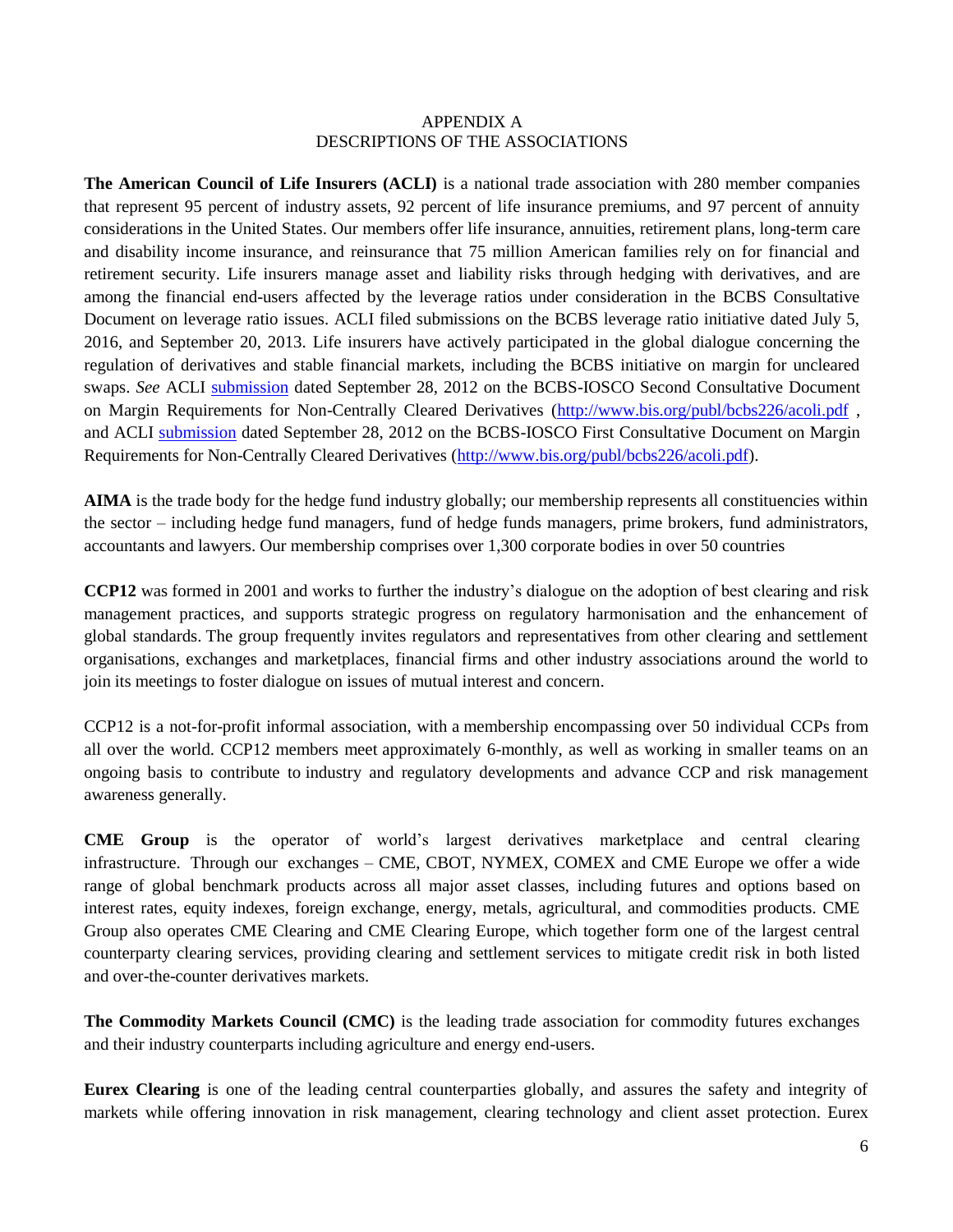APPENDIX A
DESCRIPTIONS OF THE ASSOCIATIONS

**The American Council of Life Insurers (ACLI)** is a national trade association with 280 member companies that represent 95 percent of industry assets, 92 percent of life insurance premiums, and 97 percent of annuity considerations in the United States. Our members offer life insurance, annuities, retirement plans, long-term care and disability income insurance, and reinsurance that 75 million American families rely on for financial and retirement security. Life insurers manage asset and liability risks through hedging with derivatives, and are among the financial end-users affected by the leverage ratios under consideration in the BCBS Consultative Document on leverage ratio issues. ACLI filed submissions on the BCBS leverage ratio initiative dated July 5, 2016, and September 20, 2013. Life insurers have actively participated in the global dialogue concerning the regulation of derivatives and stable financial markets, including the BCBS initiative on margin for uncleared swaps. *See* ACLI submission dated September 28, 2012 on the BCBS-IOSCO Second Consultative Document on Margin Requirements for Non-Centrally Cleared Derivatives (http://www.bis.org/publ/bcbs226/acoli.pdf , and ACLI submission dated September 28, 2012 on the BCBS-IOSCO First Consultative Document on Margin Requirements for Non-Centrally Cleared Derivatives (http://www.bis.org/publ/bcbs226/acoli.pdf).

**AIMA** is the trade body for the hedge fund industry globally; our membership represents all constituencies within the sector – including hedge fund managers, fund of hedge funds managers, prime brokers, fund administrators, accountants and lawyers. Our membership comprises over 1,300 corporate bodies in over 50 countries

**CCP12** was formed in 2001 and works to further the industry's dialogue on the adoption of best clearing and risk management practices, and supports strategic progress on regulatory harmonisation and the enhancement of global standards. The group frequently invites regulators and representatives from other clearing and settlement organisations, exchanges and marketplaces, financial firms and other industry associations around the world to join its meetings to foster dialogue on issues of mutual interest and concern.

CCP12 is a not-for-profit informal association, with a membership encompassing over 50 individual CCPs from all over the world. CCP12 members meet approximately 6-monthly, as well as working in smaller teams on an ongoing basis to contribute to industry and regulatory developments and advance CCP and risk management awareness generally.

**CME Group** is the operator of world's largest derivatives marketplace and central clearing infrastructure. Through our exchanges – CME, CBOT, NYMEX, COMEX and CME Europe we offer a wide range of global benchmark products across all major asset classes, including futures and options based on interest rates, equity indexes, foreign exchange, energy, metals, agricultural, and commodities products. CME Group also operates CME Clearing and CME Clearing Europe, which together form one of the largest central counterparty clearing services, providing clearing and settlement services to mitigate credit risk in both listed and over-the-counter derivatives markets.

**The Commodity Markets Council (CMC)** is the leading trade association for commodity futures exchanges and their industry counterparts including agriculture and energy end-users.

**Eurex Clearing** is one of the leading central counterparties globally, and assures the safety and integrity of markets while offering innovation in risk management, clearing technology and client asset protection. Eurex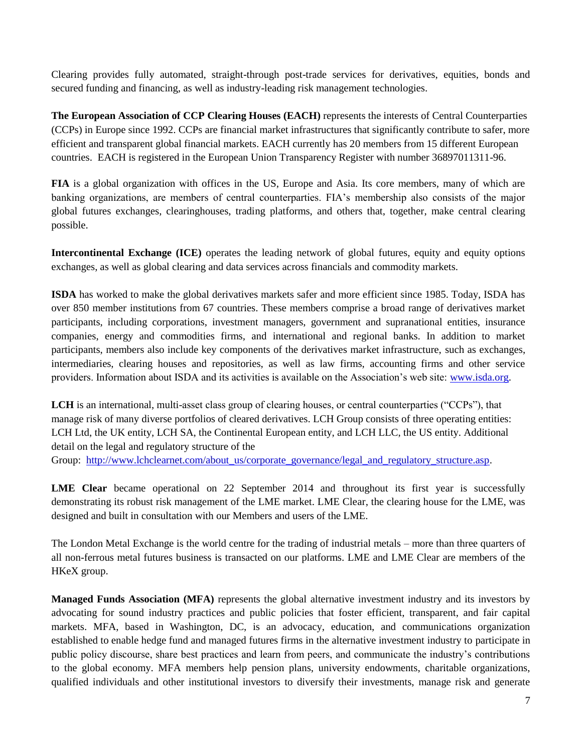Clearing provides fully automated, straight-through post-trade services for derivatives, equities, bonds and secured funding and financing, as well as industry-leading risk management technologies.

**The European Association of CCP Clearing Houses (EACH)** represents the interests of Central Counterparties (CCPs) in Europe since 1992. CCPs are financial market infrastructures that significantly contribute to safer, more efficient and transparent global financial markets. EACH currently has 20 members from 15 different European countries. EACH is registered in the European Union Transparency Register with number 36897011311-96.

**FIA** is a global organization with offices in the US, Europe and Asia. Its core members, many of which are banking organizations, are members of central counterparties. FIA's membership also consists of the major global futures exchanges, clearinghouses, trading platforms, and others that, together, make central clearing possible.

**Intercontinental Exchange (ICE)** operates the leading network of global futures, equity and equity options exchanges, as well as global clearing and data services across financials and commodity markets.

**ISDA** has worked to make the global derivatives markets safer and more efficient since 1985. Today, ISDA has over 850 member institutions from 67 countries. These members comprise a broad range of derivatives market participants, including corporations, investment managers, government and supranational entities, insurance companies, energy and commodities firms, and international and regional banks. In addition to market participants, members also include key components of the derivatives market infrastructure, such as exchanges, intermediaries, clearing houses and repositories, as well as law firms, accounting firms and other service providers. Information about ISDA and its activities is available on the Association's web site: [www.isda.org](www.isda.org).

**LCH** is an international, multi-asset class group of clearing houses, or central counterparties ("CCPs"), that manage risk of many diverse portfolios of cleared derivatives. LCH Group consists of three operating entities: LCH Ltd, the UK entity, LCH SA, the Continental European entity, and LCH LLC, the US entity. Additional detail on the legal and regulatory structure of the Group: [http://www.lchclearnet.com/about_us/corporate_governance/legal_and_regulatory_structure.asp](http://www.lchclearnet.com/about_us/corporate_governance/legal_and_regulatory_structure.asp).

**LME Clear** became operational on 22 September 2014 and throughout its first year is successfully demonstrating its robust risk management of the LME market. LME Clear, the clearing house for the LME, was designed and built in consultation with our Members and users of the LME.

The London Metal Exchange is the world centre for the trading of industrial metals – more than three quarters of all non-ferrous metal futures business is transacted on our platforms. LME and LME Clear are members of the HKeX group.

**Managed Funds Association (MFA)** represents the global alternative investment industry and its investors by advocating for sound industry practices and public policies that foster efficient, transparent, and fair capital markets. MFA, based in Washington, DC, is an advocacy, education, and communications organization established to enable hedge fund and managed futures firms in the alternative investment industry to participate in public policy discourse, share best practices and learn from peers, and communicate the industry's contributions to the global economy. MFA members help pension plans, university endowments, charitable organizations, qualified individuals and other institutional investors to diversify their investments, manage risk and generate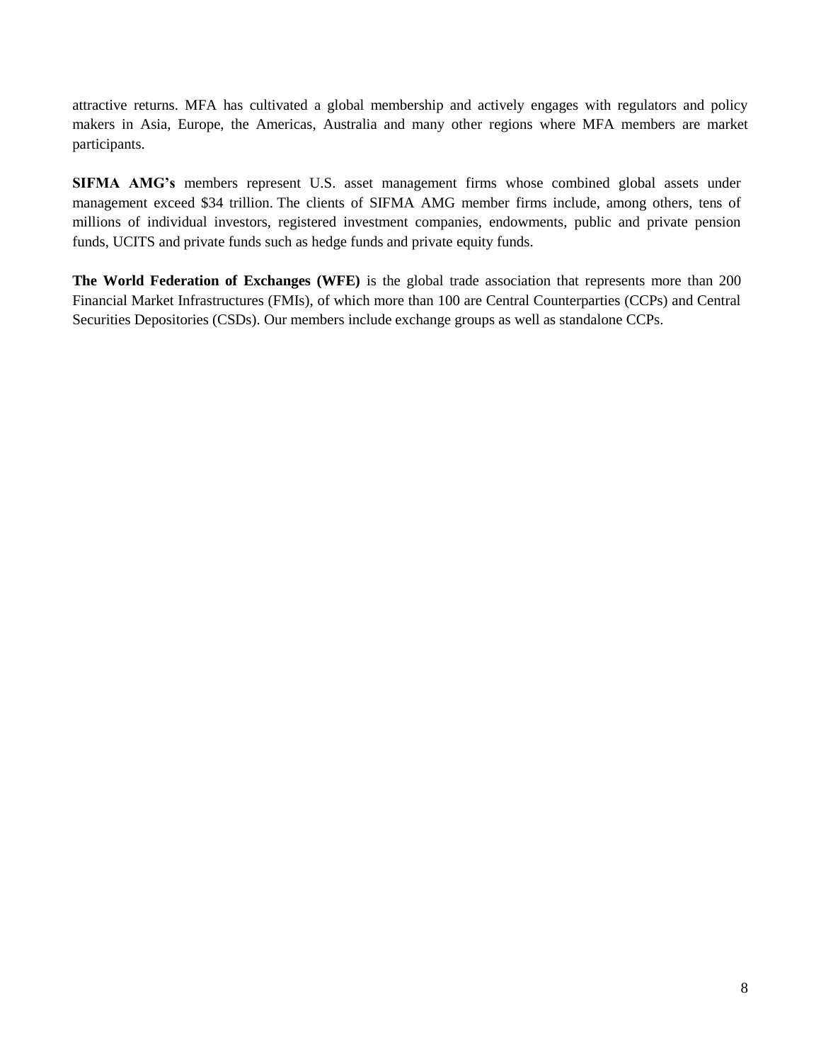attractive returns. MFA has cultivated a global membership and actively engages with regulators and policy makers in Asia, Europe, the Americas, Australia and many other regions where MFA members are market participants.

**SIFMA AMG's** members represent U.S. asset management firms whose combined global assets under management exceed $34 trillion. The clients of SIFMA AMG member firms include, among others, tens of millions of individual investors, registered investment companies, endowments, public and private pension funds, UCITS and private funds such as hedge funds and private equity funds.

**The World Federation of Exchanges (WFE)** is the global trade association that represents more than 200 Financial Market Infrastructures (FMIs), of which more than 100 are Central Counterparties (CCPs) and Central Securities Depositories (CSDs). Our members include exchange groups as well as standalone CCPs.